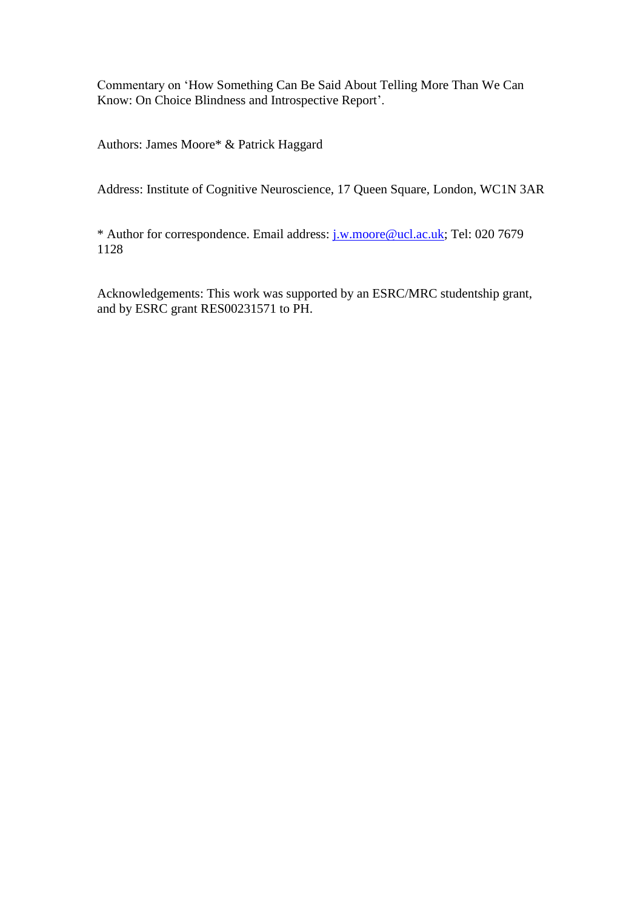Commentary on 'How Something Can Be Said About Telling More Than We Can Know: On Choice Blindness and Introspective Report'.

Authors: James Moore* & Patrick Haggard

Address: Institute of Cognitive Neuroscience, 17 Queen Square, London, WC1N 3AR

* Author for correspondence. Email address: j.w.moore@ucl.ac.uk; Tel: 020 7679 1128

Acknowledgements: This work was supported by an ESRC/MRC studentship grant, and by ESRC grant RES00231571 to PH.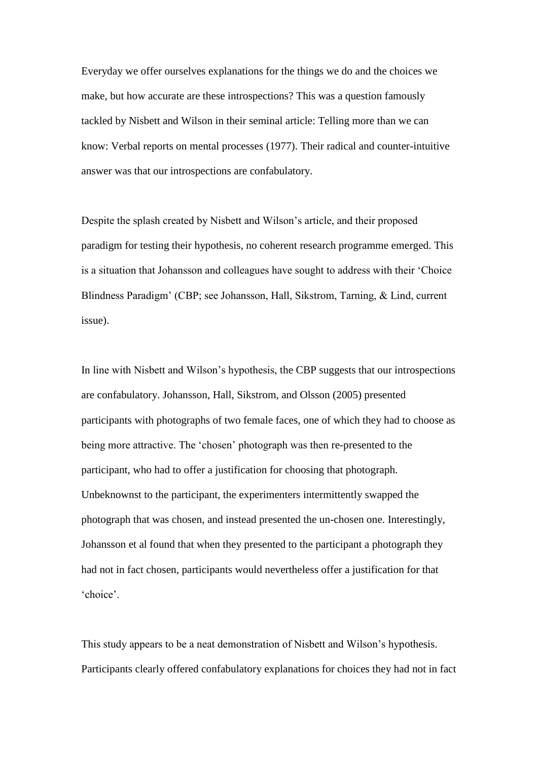Everyday we offer ourselves explanations for the things we do and the choices we make, but how accurate are these introspections? This was a question famously tackled by Nisbett and Wilson in their seminal article: Telling more than we can know: Verbal reports on mental processes (1977). Their radical and counter-intuitive answer was that our introspections are confabulatory.

Despite the splash created by Nisbett and Wilson's article, and their proposed paradigm for testing their hypothesis, no coherent research programme emerged. This is a situation that Johansson and colleagues have sought to address with their 'Choice Blindness Paradigm' (CBP; see Johansson, Hall, Sikstrom, Tarning, & Lind, current issue).

In line with Nisbett and Wilson's hypothesis, the CBP suggests that our introspections are confabulatory. Johansson, Hall, Sikstrom, and Olsson (2005) presented participants with photographs of two female faces, one of which they had to choose as being more attractive. The 'chosen' photograph was then re-presented to the participant, who had to offer a justification for choosing that photograph. Unbeknownst to the participant, the experimenters intermittently swapped the photograph that was chosen, and instead presented the un-chosen one. Interestingly, Johansson et al found that when they presented to the participant a photograph they had not in fact chosen, participants would nevertheless offer a justification for that 'choice'.

This study appears to be a neat demonstration of Nisbett and Wilson's hypothesis. Participants clearly offered confabulatory explanations for choices they had not in fact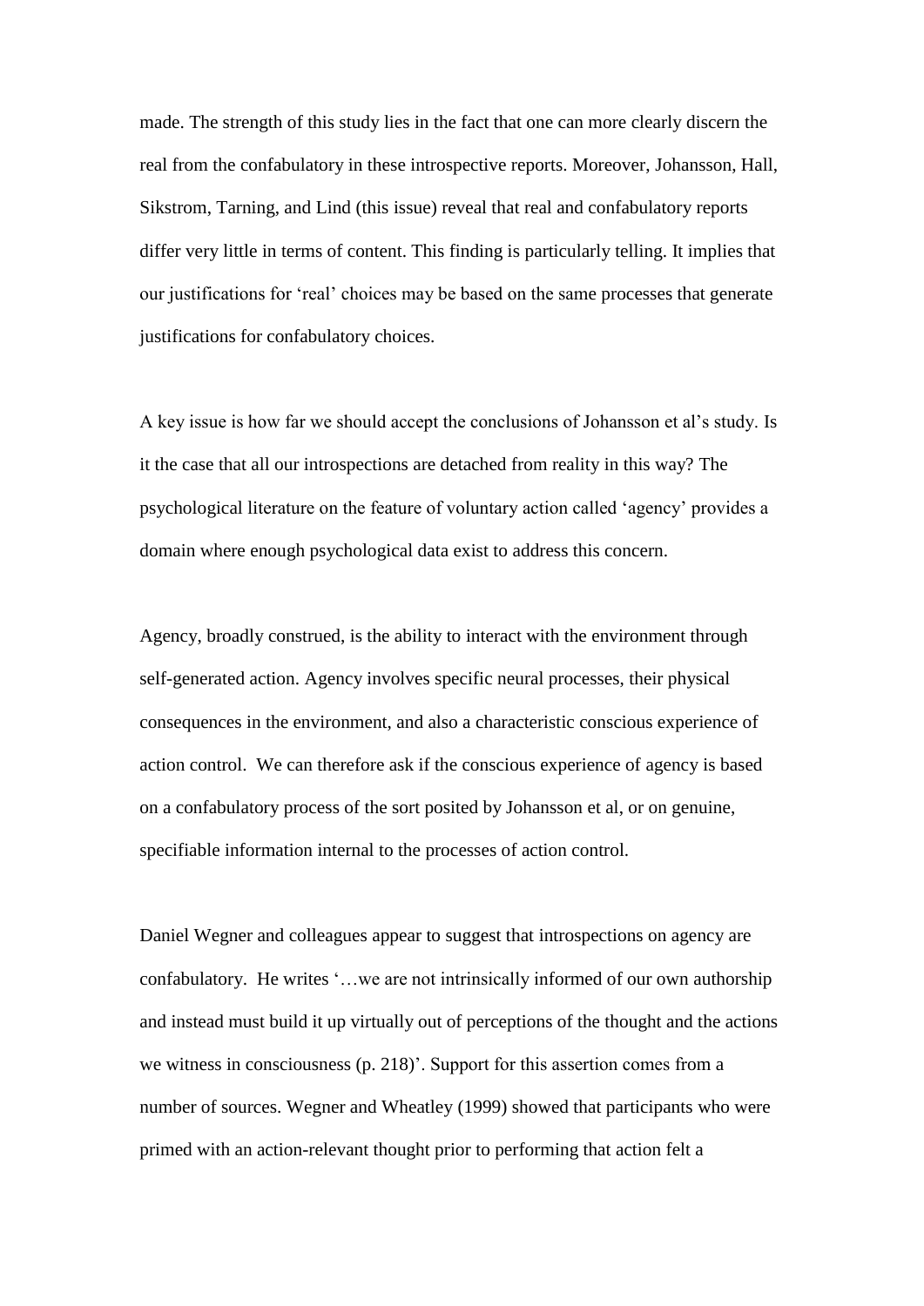made. The strength of this study lies in the fact that one can more clearly discern the real from the confabulatory in these introspective reports. Moreover, Johansson, Hall, Sikstrom, Tarning, and Lind (this issue) reveal that real and confabulatory reports differ very little in terms of content. This finding is particularly telling. It implies that our justifications for 'real' choices may be based on the same processes that generate justifications for confabulatory choices.

A key issue is how far we should accept the conclusions of Johansson et al's study. Is it the case that all our introspections are detached from reality in this way? The psychological literature on the feature of voluntary action called 'agency' provides a domain where enough psychological data exist to address this concern.

Agency, broadly construed, is the ability to interact with the environment through self-generated action. Agency involves specific neural processes, their physical consequences in the environment, and also a characteristic conscious experience of action control. We can therefore ask if the conscious experience of agency is based on a confabulatory process of the sort posited by Johansson et al, or on genuine, specifiable information internal to the processes of action control.

Daniel Wegner and colleagues appear to suggest that introspections on agency are confabulatory. He writes '…we are not intrinsically informed of our own authorship and instead must build it up virtually out of perceptions of the thought and the actions we witness in consciousness (p. 218)'. Support for this assertion comes from a number of sources. Wegner and Wheatley (1999) showed that participants who were primed with an action-relevant thought prior to performing that action felt a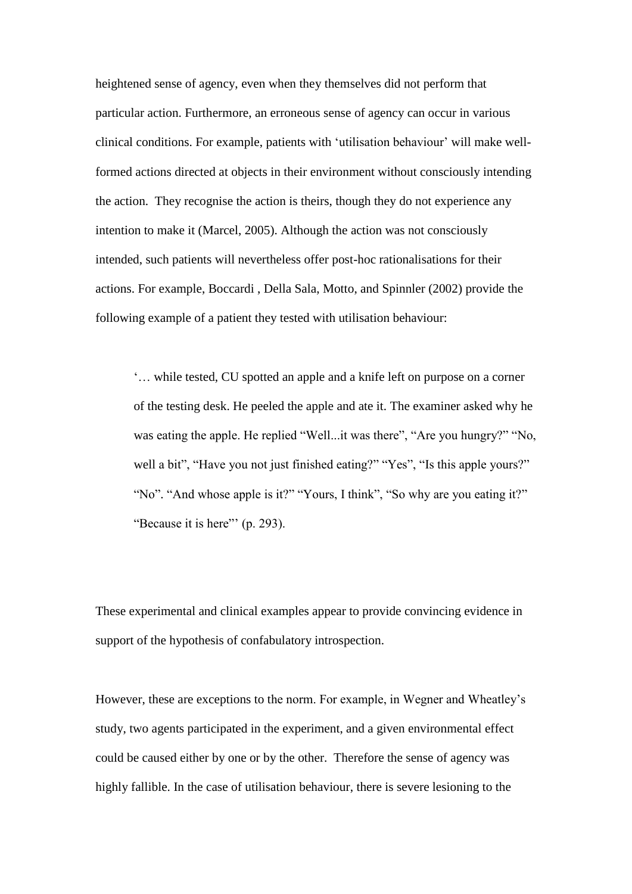heightened sense of agency, even when they themselves did not perform that particular action. Furthermore, an erroneous sense of agency can occur in various clinical conditions. For example, patients with 'utilisation behaviour' will make well-formed actions directed at objects in their environment without consciously intending the action. They recognise the action is theirs, though they do not experience any intention to make it (Marcel, 2005). Although the action was not consciously intended, such patients will nevertheless offer post-hoc rationalisations for their actions. For example, Boccardi , Della Sala, Motto, and Spinnler (2002) provide the following example of a patient they tested with utilisation behaviour:

> '… while tested, CU spotted an apple and a knife left on purpose on a corner of the testing desk. He peeled the apple and ate it. The examiner asked why he was eating the apple. He replied "Well...it was there", "Are you hungry?" "No, well a bit", "Have you not just finished eating?" "Yes", "Is this apple yours?" "No". "And whose apple is it?" "Yours, I think", "So why are you eating it?" "Because it is here"' (p. 293).

These experimental and clinical examples appear to provide convincing evidence in support of the hypothesis of confabulatory introspection.

However, these are exceptions to the norm. For example, in Wegner and Wheatley's study, two agents participated in the experiment, and a given environmental effect could be caused either by one or by the other. Therefore the sense of agency was highly fallible. In the case of utilisation behaviour, there is severe lesioning to the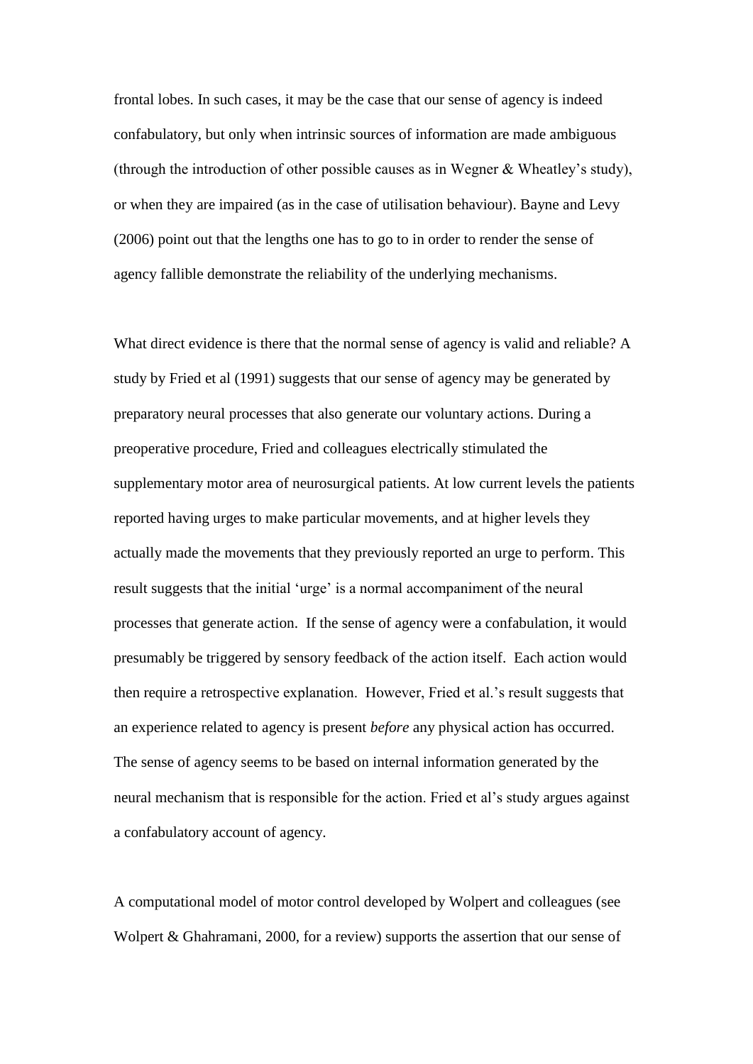frontal lobes. In such cases, it may be the case that our sense of agency is indeed confabulatory, but only when intrinsic sources of information are made ambiguous (through the introduction of other possible causes as in Wegner & Wheatley's study), or when they are impaired (as in the case of utilisation behaviour). Bayne and Levy (2006) point out that the lengths one has to go to in order to render the sense of agency fallible demonstrate the reliability of the underlying mechanisms.

What direct evidence is there that the normal sense of agency is valid and reliable? A study by Fried et al (1991) suggests that our sense of agency may be generated by preparatory neural processes that also generate our voluntary actions. During a preoperative procedure, Fried and colleagues electrically stimulated the supplementary motor area of neurosurgical patients. At low current levels the patients reported having urges to make particular movements, and at higher levels they actually made the movements that they previously reported an urge to perform. This result suggests that the initial 'urge' is a normal accompaniment of the neural processes that generate action. If the sense of agency were a confabulation, it would presumably be triggered by sensory feedback of the action itself. Each action would then require a retrospective explanation. However, Fried et al.'s result suggests that an experience related to agency is present *before* any physical action has occurred. The sense of agency seems to be based on internal information generated by the neural mechanism that is responsible for the action. Fried et al's study argues against a confabulatory account of agency.

A computational model of motor control developed by Wolpert and colleagues (see Wolpert & Ghahramani, 2000, for a review) supports the assertion that our sense of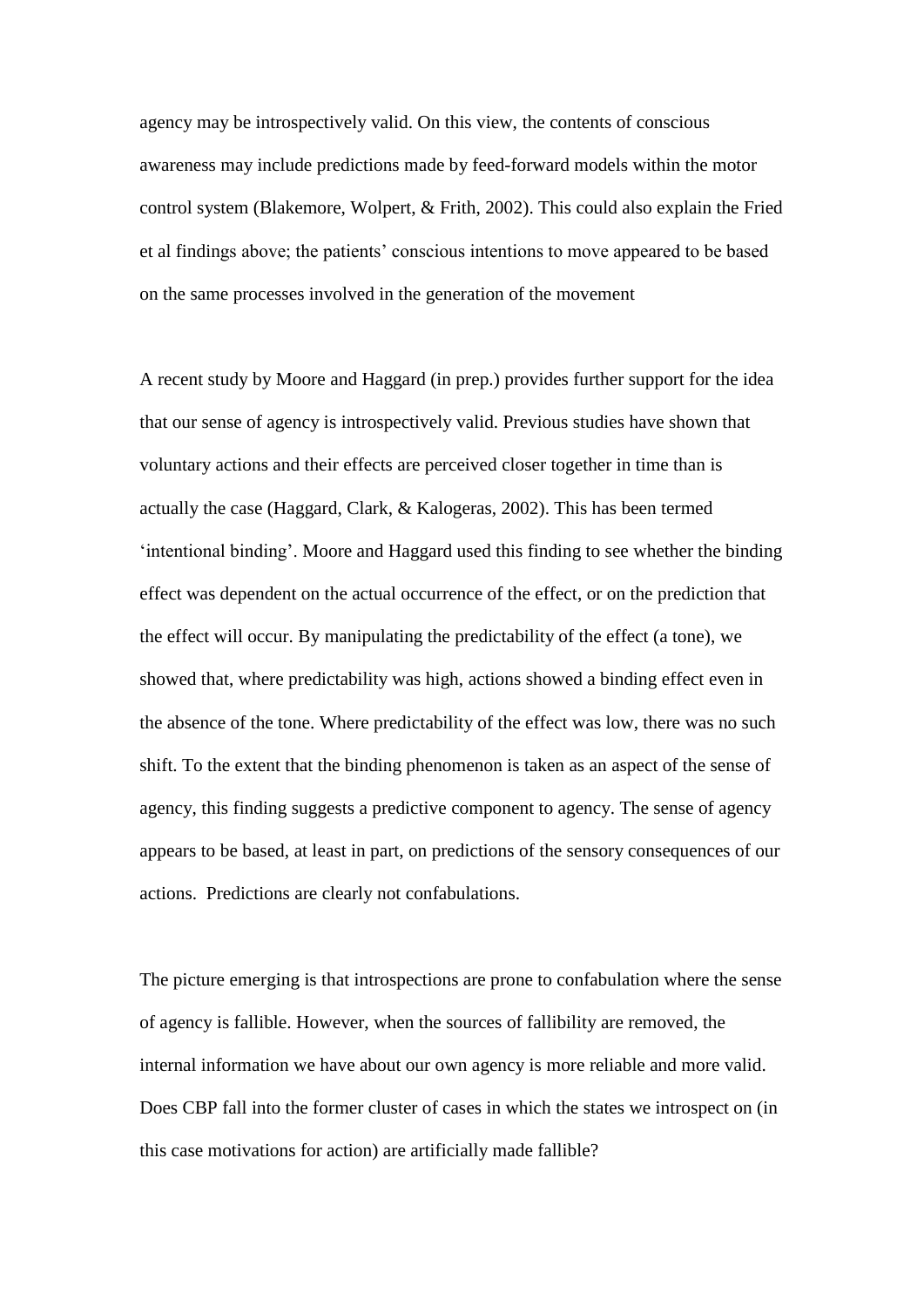agency may be introspectively valid. On this view, the contents of conscious awareness may include predictions made by feed-forward models within the motor control system (Blakemore, Wolpert, & Frith, 2002). This could also explain the Fried et al findings above; the patients' conscious intentions to move appeared to be based on the same processes involved in the generation of the movement

A recent study by Moore and Haggard (in prep.) provides further support for the idea that our sense of agency is introspectively valid. Previous studies have shown that voluntary actions and their effects are perceived closer together in time than is actually the case (Haggard, Clark, & Kalogeras, 2002). This has been termed 'intentional binding'. Moore and Haggard used this finding to see whether the binding effect was dependent on the actual occurrence of the effect, or on the prediction that the effect will occur. By manipulating the predictability of the effect (a tone), we showed that, where predictability was high, actions showed a binding effect even in the absence of the tone. Where predictability of the effect was low, there was no such shift. To the extent that the binding phenomenon is taken as an aspect of the sense of agency, this finding suggests a predictive component to agency. The sense of agency appears to be based, at least in part, on predictions of the sensory consequences of our actions. Predictions are clearly not confabulations.

The picture emerging is that introspections are prone to confabulation where the sense of agency is fallible. However, when the sources of fallibility are removed, the internal information we have about our own agency is more reliable and more valid. Does CBP fall into the former cluster of cases in which the states we introspect on (in this case motivations for action) are artificially made fallible?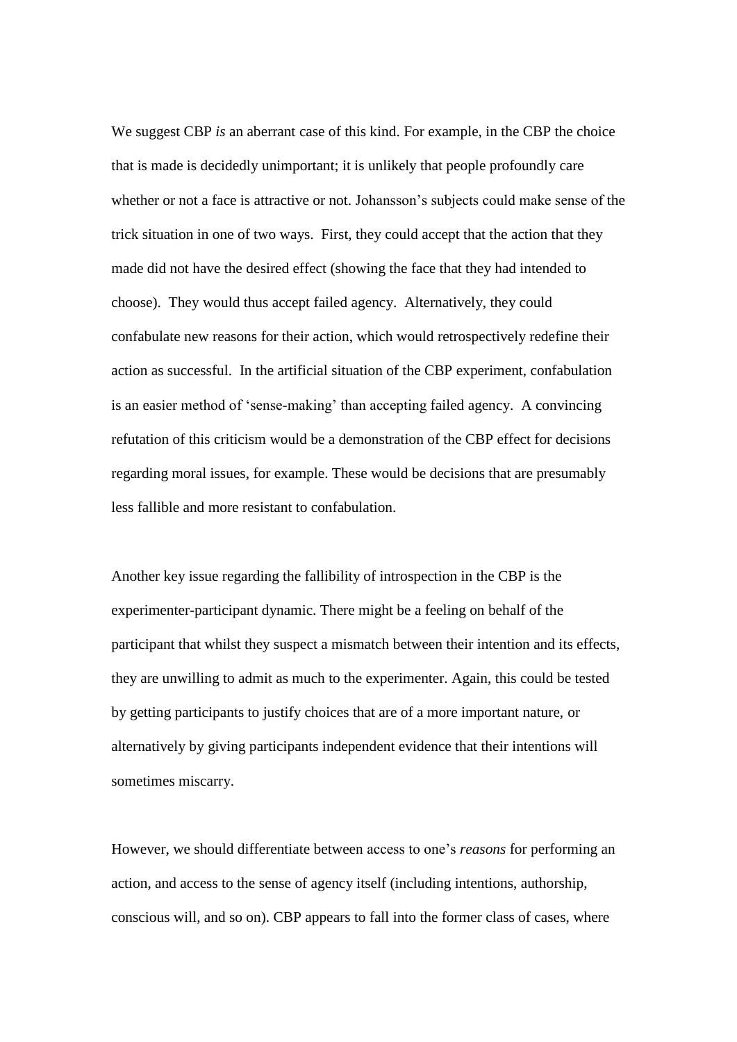We suggest CBP *is* an aberrant case of this kind. For example, in the CBP the choice that is made is decidedly unimportant; it is unlikely that people profoundly care whether or not a face is attractive or not. Johansson's subjects could make sense of the trick situation in one of two ways. First, they could accept that the action that they made did not have the desired effect (showing the face that they had intended to choose). They would thus accept failed agency. Alternatively, they could confabulate new reasons for their action, which would retrospectively redefine their action as successful. In the artificial situation of the CBP experiment, confabulation is an easier method of 'sense-making' than accepting failed agency. A convincing refutation of this criticism would be a demonstration of the CBP effect for decisions regarding moral issues, for example. These would be decisions that are presumably less fallible and more resistant to confabulation.

Another key issue regarding the fallibility of introspection in the CBP is the experimenter-participant dynamic. There might be a feeling on behalf of the participant that whilst they suspect a mismatch between their intention and its effects, they are unwilling to admit as much to the experimenter. Again, this could be tested by getting participants to justify choices that are of a more important nature, or alternatively by giving participants independent evidence that their intentions will sometimes miscarry.

However, we should differentiate between access to one's *reasons* for performing an action, and access to the sense of agency itself (including intentions, authorship, conscious will, and so on). CBP appears to fall into the former class of cases, where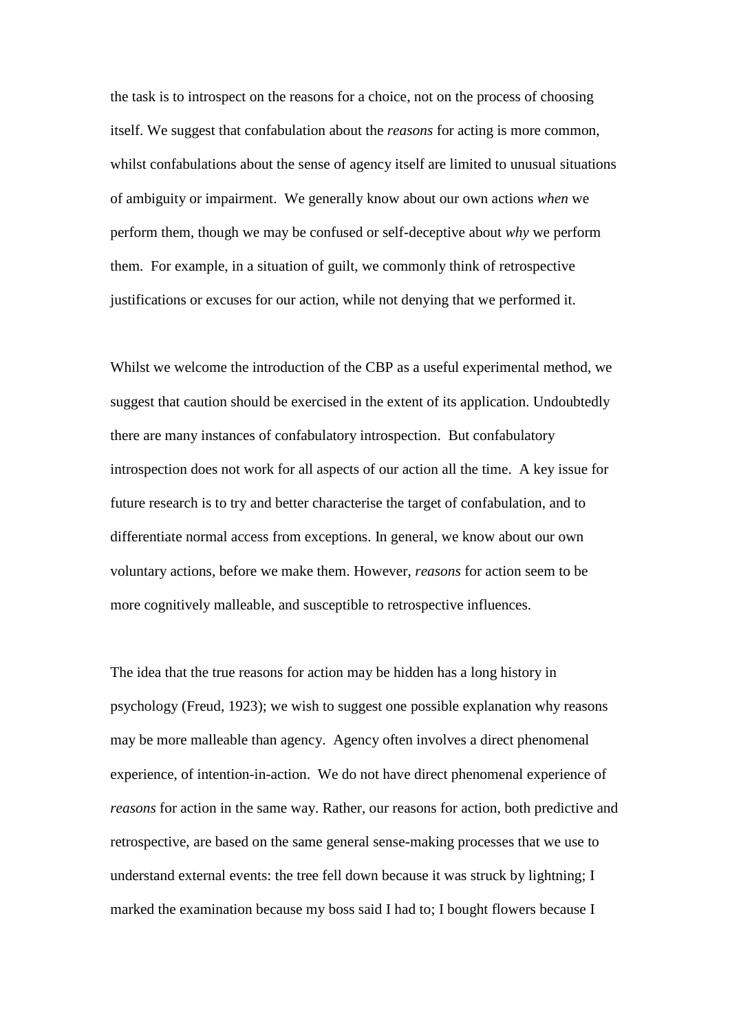the task is to introspect on the reasons for a choice, not on the process of choosing itself. We suggest that confabulation about the *reasons* for acting is more common, whilst confabulations about the sense of agency itself are limited to unusual situations of ambiguity or impairment. We generally know about our own actions *when* we perform them, though we may be confused or self-deceptive about *why* we perform them. For example, in a situation of guilt, we commonly think of retrospective justifications or excuses for our action, while not denying that we performed it.

Whilst we welcome the introduction of the CBP as a useful experimental method, we suggest that caution should be exercised in the extent of its application. Undoubtedly there are many instances of confabulatory introspection. But confabulatory introspection does not work for all aspects of our action all the time. A key issue for future research is to try and better characterise the target of confabulation, and to differentiate normal access from exceptions. In general, we know about our own voluntary actions, before we make them. However, *reasons* for action seem to be more cognitively malleable, and susceptible to retrospective influences.

The idea that the true reasons for action may be hidden has a long history in psychology (Freud, 1923); we wish to suggest one possible explanation why reasons may be more malleable than agency. Agency often involves a direct phenomenal experience, of intention-in-action. We do not have direct phenomenal experience of *reasons* for action in the same way. Rather, our reasons for action, both predictive and retrospective, are based on the same general sense-making processes that we use to understand external events: the tree fell down because it was struck by lightning; I marked the examination because my boss said I had to; I bought flowers because I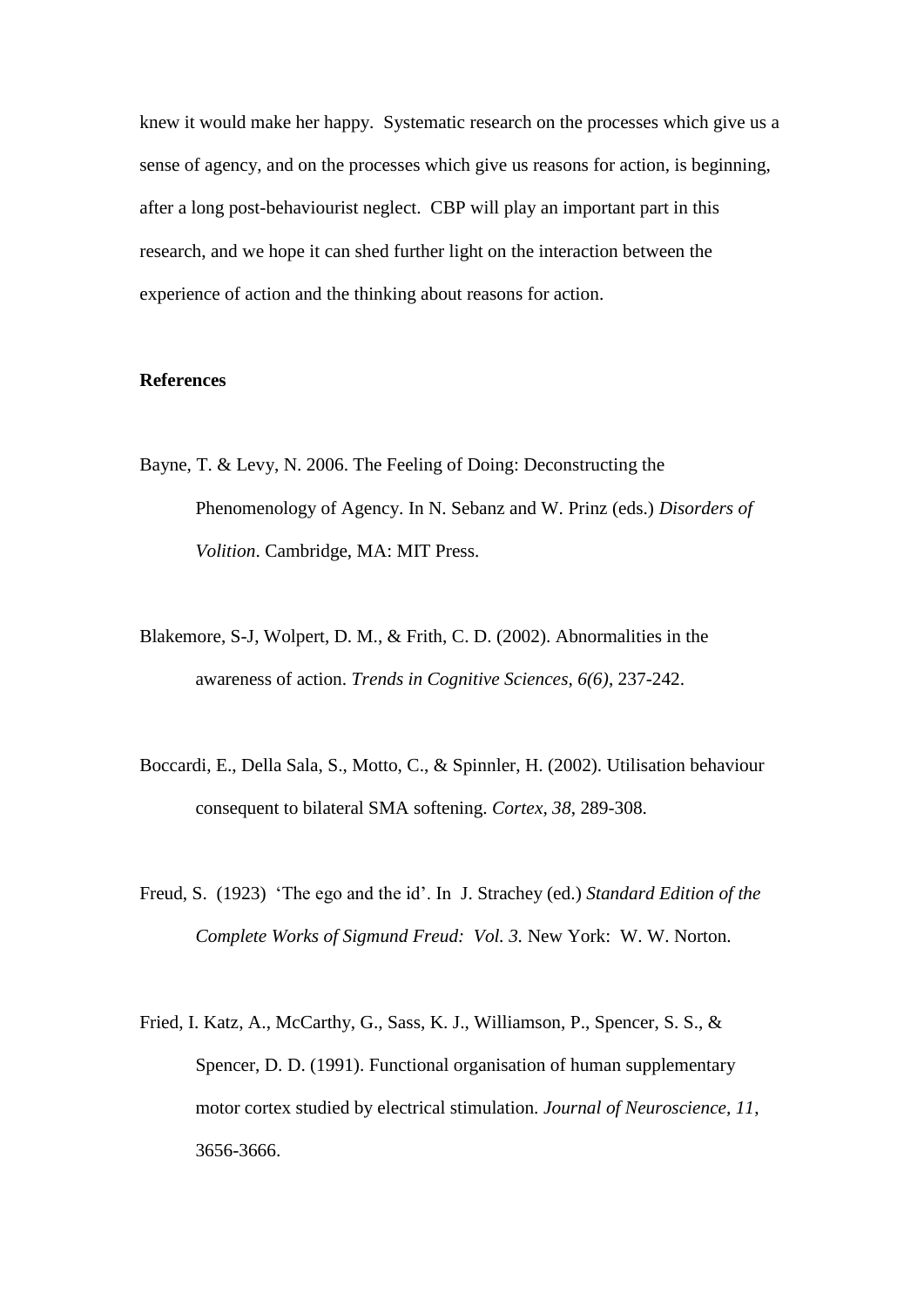knew it would make her happy. Systematic research on the processes which give us a sense of agency, and on the processes which give us reasons for action, is beginning, after a long post-behaviourist neglect. CBP will play an important part in this research, and we hope it can shed further light on the interaction between the experience of action and the thinking about reasons for action.

**References**

Bayne, T. & Levy, N. 2006. The Feeling of Doing: Deconstructing the Phenomenology of Agency. In N. Sebanz and W. Prinz (eds.) *Disorders of Volition*. Cambridge, MA: MIT Press.

Blakemore, S-J, Wolpert, D. M., & Frith, C. D. (2002). Abnormalities in the awareness of action. *Trends in Cognitive Sciences, 6(6)*, 237-242.

Boccardi, E., Della Sala, S., Motto, C., & Spinnler, H. (2002). Utilisation behaviour consequent to bilateral SMA softening. *Cortex, 38*, 289-308.

Freud, S. (1923) 'The ego and the id'. In J. Strachey (ed.) *Standard Edition of the Complete Works of Sigmund Freud: Vol. 3.* New York: W. W. Norton.

Fried, I. Katz, A., McCarthy, G., Sass, K. J., Williamson, P., Spencer, S. S., & Spencer, D. D. (1991). Functional organisation of human supplementary motor cortex studied by electrical stimulation. *Journal of Neuroscience, 11*, 3656-3666.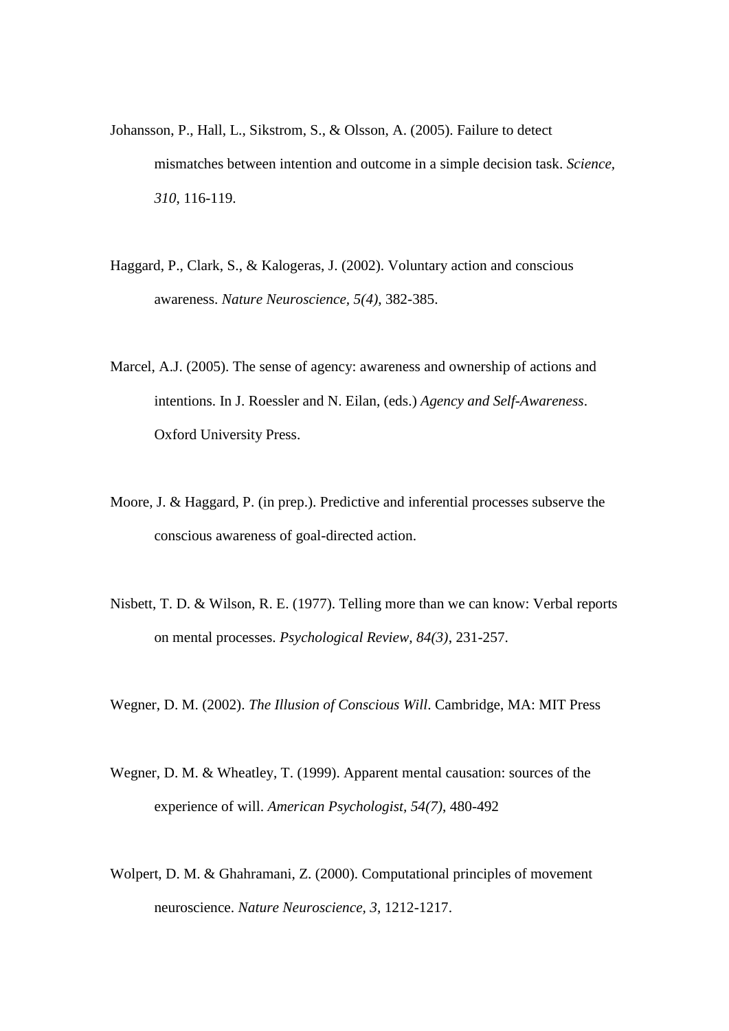Johansson, P., Hall, L., Sikstrom, S., & Olsson, A. (2005). Failure to detect mismatches between intention and outcome in a simple decision task. *Science, 310*, 116-119.

Haggard, P., Clark, S., & Kalogeras, J. (2002). Voluntary action and conscious awareness. *Nature Neuroscience*, *5(4)*, 382-385.

Marcel, A.J. (2005). The sense of agency: awareness and ownership of actions and intentions. In J. Roessler and N. Eilan, (eds.) *Agency and Self-Awareness*. Oxford University Press.

Moore, J. & Haggard, P. (in prep.). Predictive and inferential processes subserve the conscious awareness of goal-directed action.

Nisbett, T. D. & Wilson, R. E. (1977). Telling more than we can know: Verbal reports on mental processes. *Psychological Review, 84(3)*, 231-257.

Wegner, D. M. (2002). *The Illusion of Conscious Will*. Cambridge, MA: MIT Press

Wegner, D. M. & Wheatley, T. (1999). Apparent mental causation: sources of the experience of will. *American Psychologist, 54(7)*, 480-492

Wolpert, D. M. & Ghahramani, Z. (2000). Computational principles of movement neuroscience. *Nature Neuroscience*, *3*, 1212-1217.